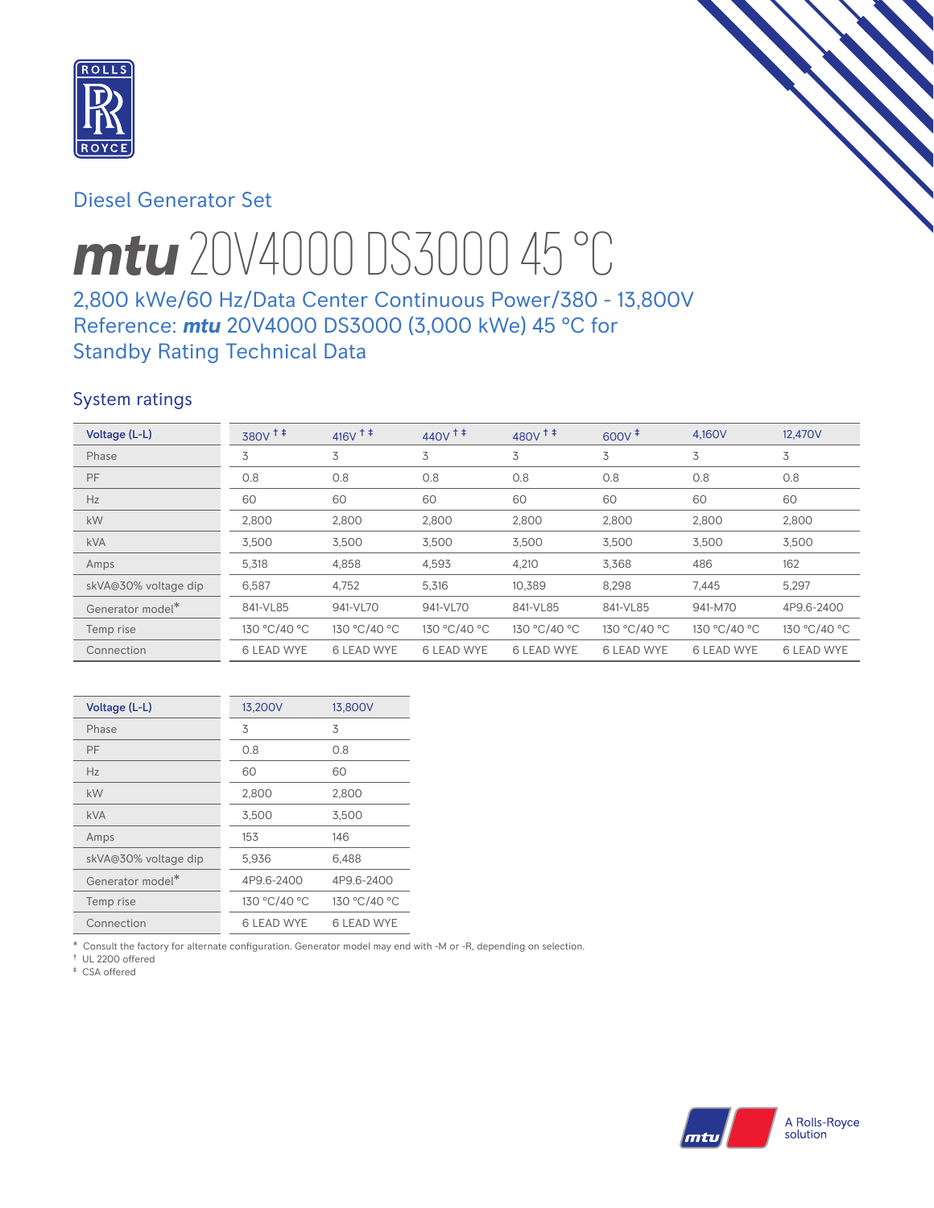Diesel Generator Set

# *mtu* 20V4000 DS3000 45 °C

## 2,800 kWe/60 Hz/Data Center Continuous Power/380 - 13,800V
## Reference: *mtu* 20V4000 DS3000 (3,000 kWe) 45 °C for Standby Rating Technical Data

### System ratings

| Voltage (L-L) | 380V † ‡ | 416V † ‡ | 440V † ‡ | 480V † ‡ | 600V ‡ | 4,160V | 12,470V |
|---|---|---|---|---|---|---|---|
| Phase | 3 | 3 | 3 | 3 | 3 | 3 | 3 |
| PF | 0.8 | 0.8 | 0.8 | 0.8 | 0.8 | 0.8 | 0.8 |
| Hz | 60 | 60 | 60 | 60 | 60 | 60 | 60 |
| kW | 2,800 | 2,800 | 2,800 | 2,800 | 2,800 | 2,800 | 2,800 |
| kVA | 3,500 | 3,500 | 3,500 | 3,500 | 3,500 | 3,500 | 3,500 |
| Amps | 5,318 | 4,858 | 4,593 | 4,210 | 3,368 | 486 | 162 |
| skVA@30% voltage dip | 6,587 | 4,752 | 5,316 | 10,389 | 8,298 | 7,445 | 5,297 |
| Generator model* | 841-VL85 | 941-VL70 | 941-VL70 | 841-VL85 | 841-VL85 | 941-M70 | 4P9.6-2400 |
| Temp rise | 130 °C/40 °C | 130 °C/40 °C | 130 °C/40 °C | 130 °C/40 °C | 130 °C/40 °C | 130 °C/40 °C | 130 °C/40 °C |
| Connection | 6 LEAD WYE | 6 LEAD WYE | 6 LEAD WYE | 6 LEAD WYE | 6 LEAD WYE | 6 LEAD WYE | 6 LEAD WYE |

| Voltage (L-L) | 13,200V | 13,800V |
|---|---|---|
| Phase | 3 | 3 |
| PF | 0.8 | 0.8 |
| Hz | 60 | 60 |
| kW | 2,800 | 2,800 |
| kVA | 3,500 | 3,500 |
| Amps | 153 | 146 |
| skVA@30% voltage dip | 5,936 | 6,488 |
| Generator model* | 4P9.6-2400 | 4P9.6-2400 |
| Temp rise | 130 °C/40 °C | 130 °C/40 °C |
| Connection | 6 LEAD WYE | 6 LEAD WYE |

\* Consult the factory for alternate configuration. Generator model may end with -M or -R, depending on selection.
† UL 2200 offered
‡ CSA offered

A Rolls-Royce solution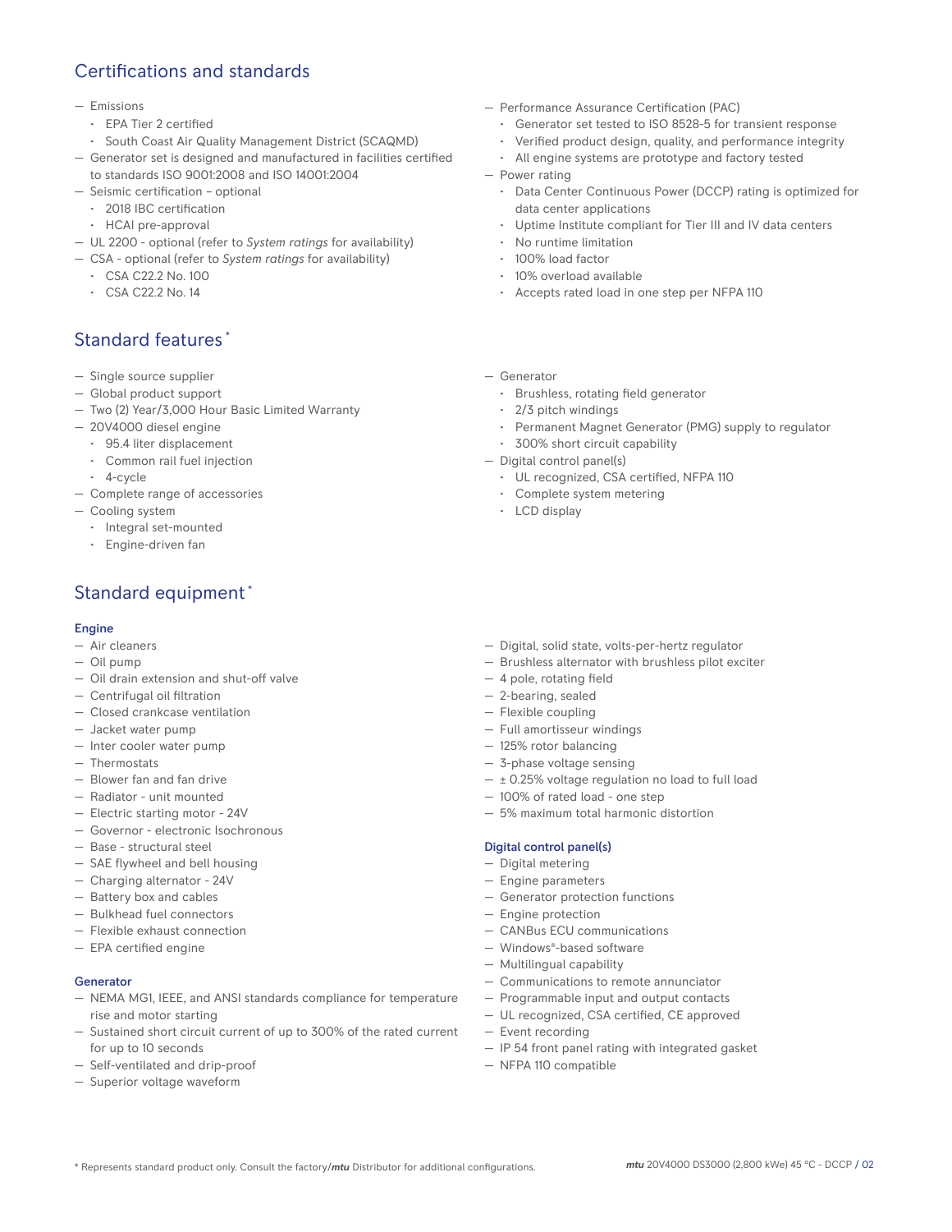## Certifications and standards

- Emissions
  - EPA Tier 2 certified
  - South Coast Air Quality Management District (SCAQMD)
- Generator set is designed and manufactured in facilities certified to standards ISO 9001:2008 and ISO 14001:2004
- Seismic certification – optional
  - 2018 IBC certification
  - HCAI pre-approval
- UL 2200 - optional (refer to *System ratings* for availability)
- CSA - optional (refer to *System ratings* for availability)
  - CSA C22.2 No. 100
  - CSA C22.2 No. 14
- Performance Assurance Certification (PAC)
  - Generator set tested to ISO 8528-5 for transient response
  - Verified product design, quality, and performance integrity
  - All engine systems are prototype and factory tested
- Power rating
  - Data Center Continuous Power (DCCP) rating is optimized for data center applications
  - Uptime Institute compliant for Tier III and IV data centers
  - No runtime limitation
  - 100% load factor
  - 10% overload available
  - Accepts rated load in one step per NFPA 110

## Standard features*

- Single source supplier
- Global product support
- Two (2) Year/3,000 Hour Basic Limited Warranty
- 20V4000 diesel engine
  - 95.4 liter displacement
  - Common rail fuel injection
  - 4-cycle
- Complete range of accessories
- Cooling system
  - Integral set-mounted
  - Engine-driven fan
- Generator
  - Brushless, rotating field generator
  - 2/3 pitch windings
  - Permanent Magnet Generator (PMG) supply to regulator
  - 300% short circuit capability
- Digital control panel(s)
  - UL recognized, CSA certified, NFPA 110
  - Complete system metering
  - LCD display

## Standard equipment*

### Engine

- Air cleaners
- Oil pump
- Oil drain extension and shut-off valve
- Centrifugal oil filtration
- Closed crankcase ventilation
- Jacket water pump
- Inter cooler water pump
- Thermostats
- Blower fan and fan drive
- Radiator - unit mounted
- Electric starting motor - 24V
- Governor - electronic Isochronous
- Base - structural steel
- SAE flywheel and bell housing
- Charging alternator - 24V
- Battery box and cables
- Bulkhead fuel connectors
- Flexible exhaust connection
- EPA certified engine

### Generator

- NEMA MG1, IEEE, and ANSI standards compliance for temperature rise and motor starting
- Sustained short circuit current of up to 300% of the rated current for up to 10 seconds
- Self-ventilated and drip-proof
- Superior voltage waveform
- Digital, solid state, volts-per-hertz regulator
- Brushless alternator with brushless pilot exciter
- 4 pole, rotating field
- 2-bearing, sealed
- Flexible coupling
- Full amortisseur windings
- 125% rotor balancing
- 3-phase voltage sensing
- ± 0.25% voltage regulation no load to full load
- 100% of rated load - one step
- 5% maximum total harmonic distortion

### Digital control panel(s)

- Digital metering
- Engine parameters
- Generator protection functions
- Engine protection
- CANBus ECU communications
- Windows®-based software
- Multilingual capability
- Communications to remote annunciator
- Programmable input and output contacts
- UL recognized, CSA certified, CE approved
- Event recording
- IP 54 front panel rating with integrated gasket
- NFPA 110 compatible

\* Represents standard product only. Consult the factory/***mtu*** Distributor for additional configurations.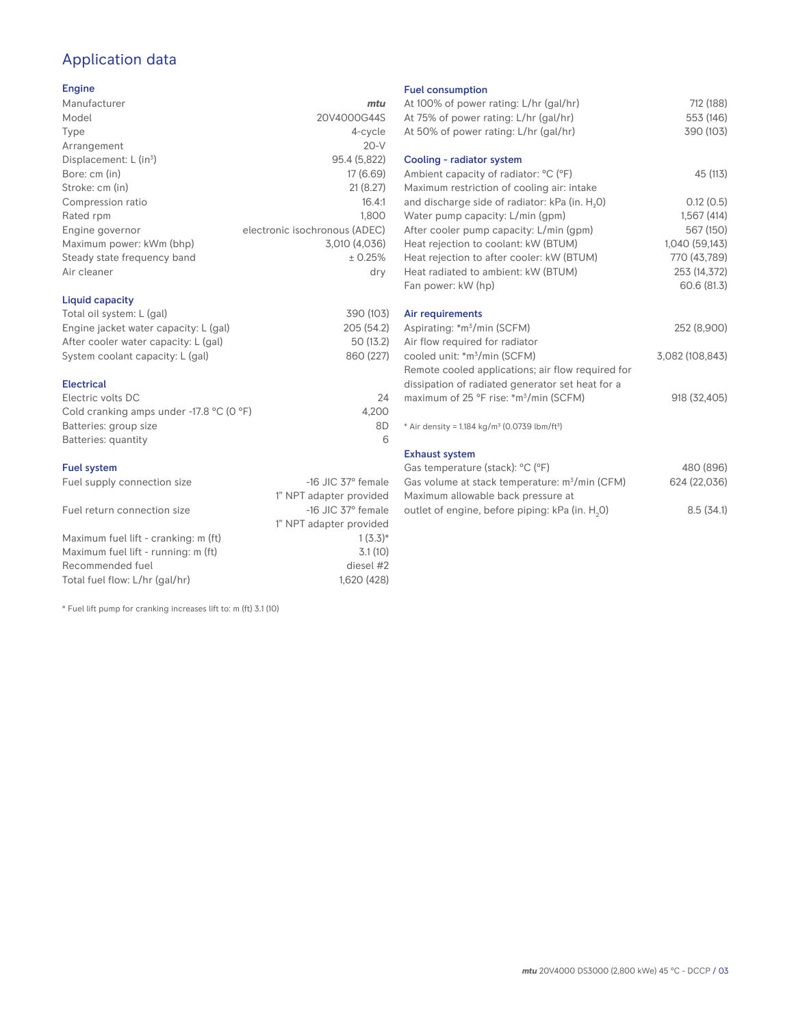## Application data

### Engine

| | |
|---|---|
| Manufacturer | *mtu* |
| Model | 20V4000G44S |
| Type | 4-cycle |
| Arrangement | 20-V |
| Displacement: L ($in^3$) | 95.4 (5,822) |
| Bore: cm (in) | 17 (6.69) |
| Stroke: cm (in) | 21 (8.27) |
| Compression ratio | 16.4:1 |
| Rated rpm | 1,800 |
| Engine governor | electronic isochronous (ADEC) |
| Maximum power: kWm (bhp) | 3,010 (4,036) |
| Steady state frequency band | ± 0.25% |
| Air cleaner | dry |

### Liquid capacity

| | |
|---|---|
| Total oil system: L (gal) | 390 (103) |
| Engine jacket water capacity: L (gal) | 205 (54.2) |
| After cooler water capacity: L (gal) | 50 (13.2) |
| System coolant capacity: L (gal) | 860 (227) |

### Electrical

| | |
|---|---|
| Electric volts DC | 24 |
| Cold cranking amps under -17.8 °C (0 °F) | 4,200 |
| Batteries: group size | 8D |
| Batteries: quantity | 6 |

### Fuel system

| | |
|---|---|
| Fuel supply connection size | -16 JIC 37° female<br>1" NPT adapter provided |
| Fuel return connection size | -16 JIC 37° female<br>1" NPT adapter provided |
| Maximum fuel lift - cranking: m (ft) | 1 (3.3)* |
| Maximum fuel lift - running: m (ft) | 3.1 (10) |
| Recommended fuel | diesel #2 |
| Total fuel flow: L/hr (gal/hr) | 1,620 (428) |

* Fuel lift pump for cranking increases lift to: m (ft) 3.1 (10)

### Fuel consumption

| | |
|---|---|
| At 100% of power rating: L/hr (gal/hr) | 712 (188) |
| At 75% of power rating: L/hr (gal/hr) | 553 (146) |
| At 50% of power rating: L/hr (gal/hr) | 390 (103) |

### Cooling - radiator system

| | |
|---|---|
| Ambient capacity of radiator: °C (°F) | 45 (113) |
| Maximum restriction of cooling air: intake and discharge side of radiator: kPa (in. $H_2O$) | 0.12 (0.5) |
| Water pump capacity: L/min (gpm) | 1,567 (414) |
| After cooler pump capacity: L/min (gpm) | 567 (150) |
| Heat rejection to coolant: kW (BTUM) | 1,040 (59,143) |
| Heat rejection to after cooler: kW (BTUM) | 770 (43,789) |
| Heat radiated to ambient: kW (BTUM) | 253 (14,372) |
| Fan power: kW (hp) | 60.6 (81.3) |

### Air requirements

| | |
|---|---|
| Aspirating: *$m^3$/min (SCFM) | 252 (8,900) |
| Air flow required for radiator cooled unit: *$m^3$/min (SCFM) | 3,082 (108,843) |
| Remote cooled applications; air flow required for dissipation of radiated generator set heat for a maximum of 25 °F rise: *$m^3$/min (SCFM) | 918 (32,405) |

* Air density = 1.184 kg/$m^3$ (0.0739 lbm/$ft^3$)

### Exhaust system

| | |
|---|---|
| Gas temperature (stack): °C (°F) | 480 (896) |
| Gas volume at stack temperature: $m^3$/min (CFM) | 624 (22,036) |
| Maximum allowable back pressure at outlet of engine, before piping: kPa (in. $H_2O$) | 8.5 (34.1) |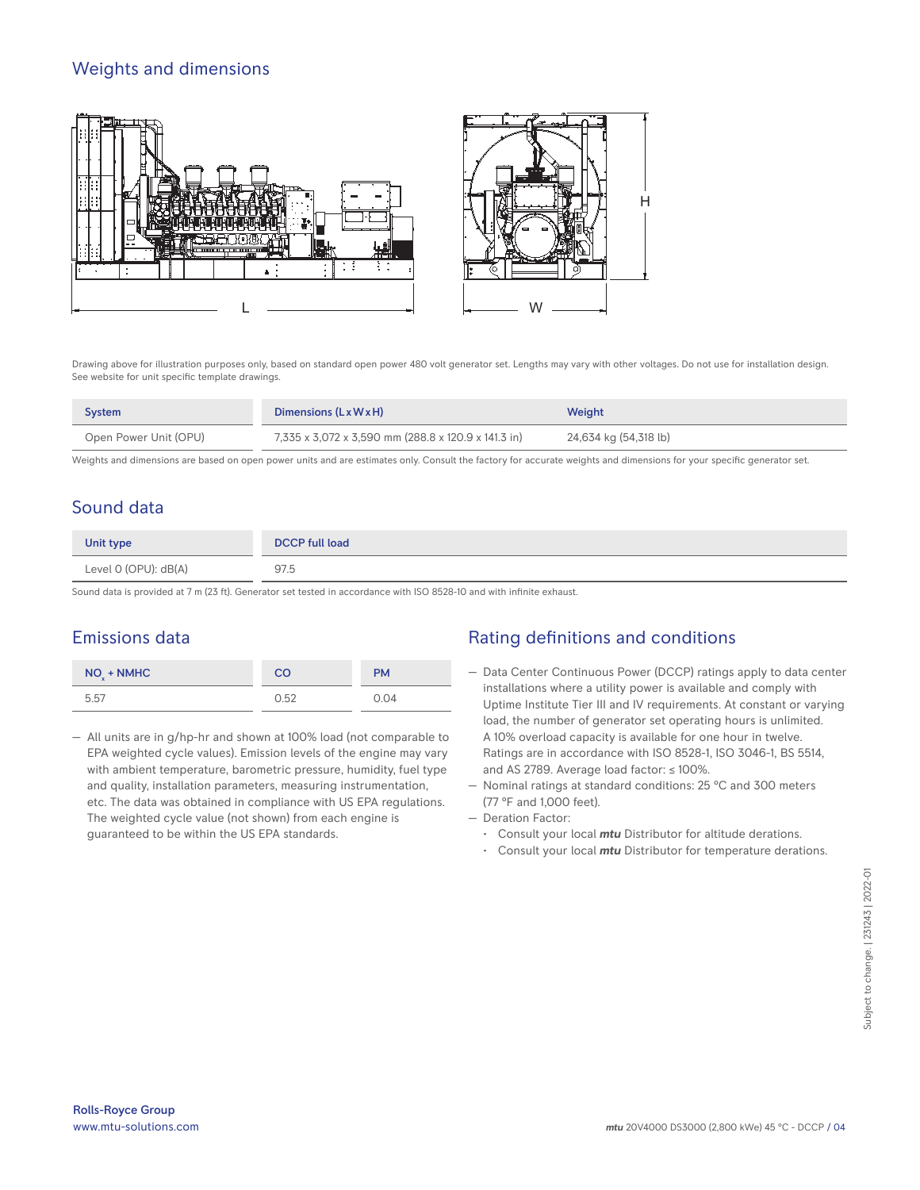## Weights and dimensions

L

W

H

Drawing above for illustration purposes only, based on standard open power 480 volt generator set. Lengths may vary with other voltages. Do not use for installation design. See website for unit specific template drawings.

| System | Dimensions (L x W x H) | Weight |
|---|---|---|
| Open Power Unit (OPU) | 7,335 x 3,072 x 3,590 mm (288.8 x 120.9 x 141.3 in) | 24,634 kg (54,318 lb) |

Weights and dimensions are based on open power units and are estimates only. Consult the factory for accurate weights and dimensions for your specific generator set.

## Sound data

| Unit type | DCCP full load |
|---|---|
| Level 0 (OPU): dB(A) | 97.5 |

Sound data is provided at 7 m (23 ft). Generator set tested in accordance with ISO 8528-10 and with infinite exhaust.

## Emissions data

| $NO_x$ + NMHC | CO | PM |
|---|---|---|
| 5.57 | 0.52 | 0.04 |

- All units are in g/hp-hr and shown at 100% load (not comparable to EPA weighted cycle values). Emission levels of the engine may vary with ambient temperature, barometric pressure, humidity, fuel type and quality, installation parameters, measuring instrumentation, etc. The data was obtained in compliance with US EPA regulations. The weighted cycle value (not shown) from each engine is guaranteed to be within the US EPA standards.

## Rating definitions and conditions

- Data Center Continuous Power (DCCP) ratings apply to data center installations where a utility power is available and comply with Uptime Institute Tier III and IV requirements. At constant or varying load, the number of generator set operating hours is unlimited. A 10% overload capacity is available for one hour in twelve. Ratings are in accordance with ISO 8528-1, ISO 3046-1, BS 5514, and AS 2789. Average load factor: ≤ 100%.
- Nominal ratings at standard conditions: 25 °C and 300 meters (77 °F and 1,000 feet).
- Deration Factor:
  - Consult your local ***mtu*** Distributor for altitude derations.
  - Consult your local ***mtu*** Distributor for temperature derations.

Subject to change. | 231243 | 2022-01

Rolls-Royce Group
www.mtu-solutions.com